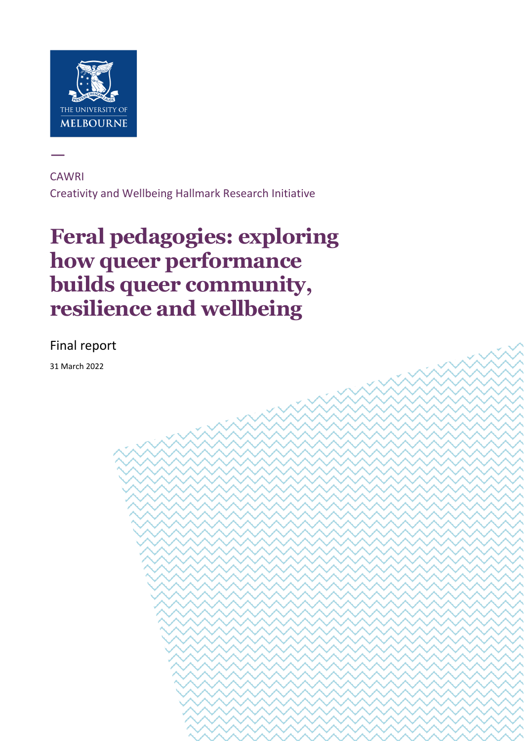THE UNIVERSITY OF MELBOURNE

CAWRI

Creativity and Wellbeing Hallmark Research Initiative

# Feral pedagogies: exploring how queer performance builds queer community, resilience and wellbeing

Final report

31 March 2022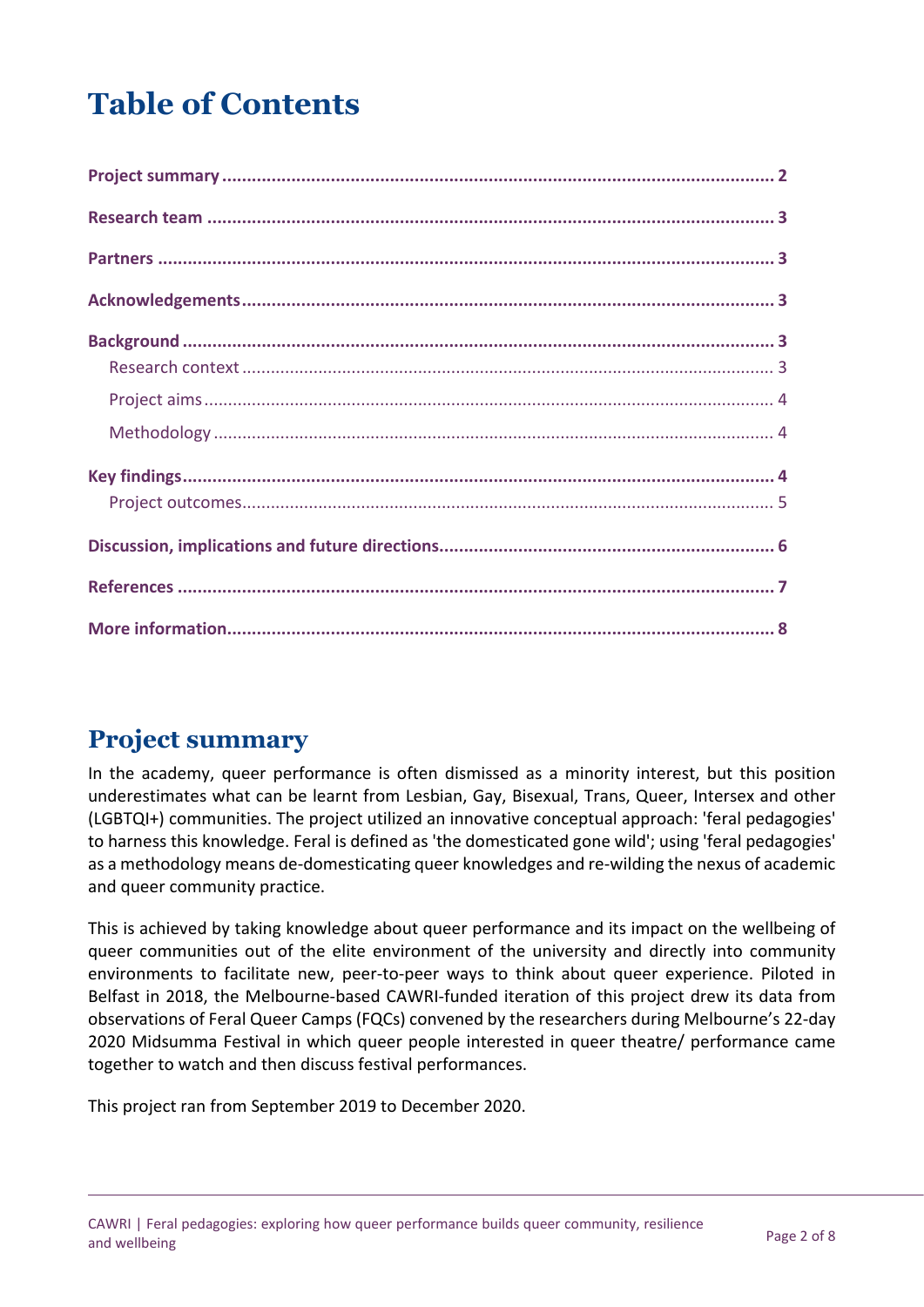# Table of Contents

**Project summary** ........................................ **2**

**Research team** ........................................ **3**

**Partners** ........................................ **3**

**Acknowledgements** ........................................ **3**

**Background** ........................................ **3**

- Research context ........................................ 3
- Project aims ........................................ 4
- Methodology ........................................ 4

**Key findings** ........................................ **4**

- Project outcomes ........................................ 5

**Discussion, implications and future directions** ........................................ **6**

**References** ........................................ **7**

**More information** ........................................ **8**

## Project summary

In the academy, queer performance is often dismissed as a minority interest, but this position underestimates what can be learnt from Lesbian, Gay, Bisexual, Trans, Queer, Intersex and other (LGBTQI+) communities. The project utilized an innovative conceptual approach: 'feral pedagogies' to harness this knowledge. Feral is defined as 'the domesticated gone wild'; using 'feral pedagogies' as a methodology means de-domesticating queer knowledges and re-wilding the nexus of academic and queer community practice.

This is achieved by taking knowledge about queer performance and its impact on the wellbeing of queer communities out of the elite environment of the university and directly into community environments to facilitate new, peer-to-peer ways to think about queer experience. Piloted in Belfast in 2018, the Melbourne-based CAWRI-funded iteration of this project drew its data from observations of Feral Queer Camps (FQCs) convened by the researchers during Melbourne's 22-day 2020 Midsumma Festival in which queer people interested in queer theatre/ performance came together to watch and then discuss festival performances.

This project ran from September 2019 to December 2020.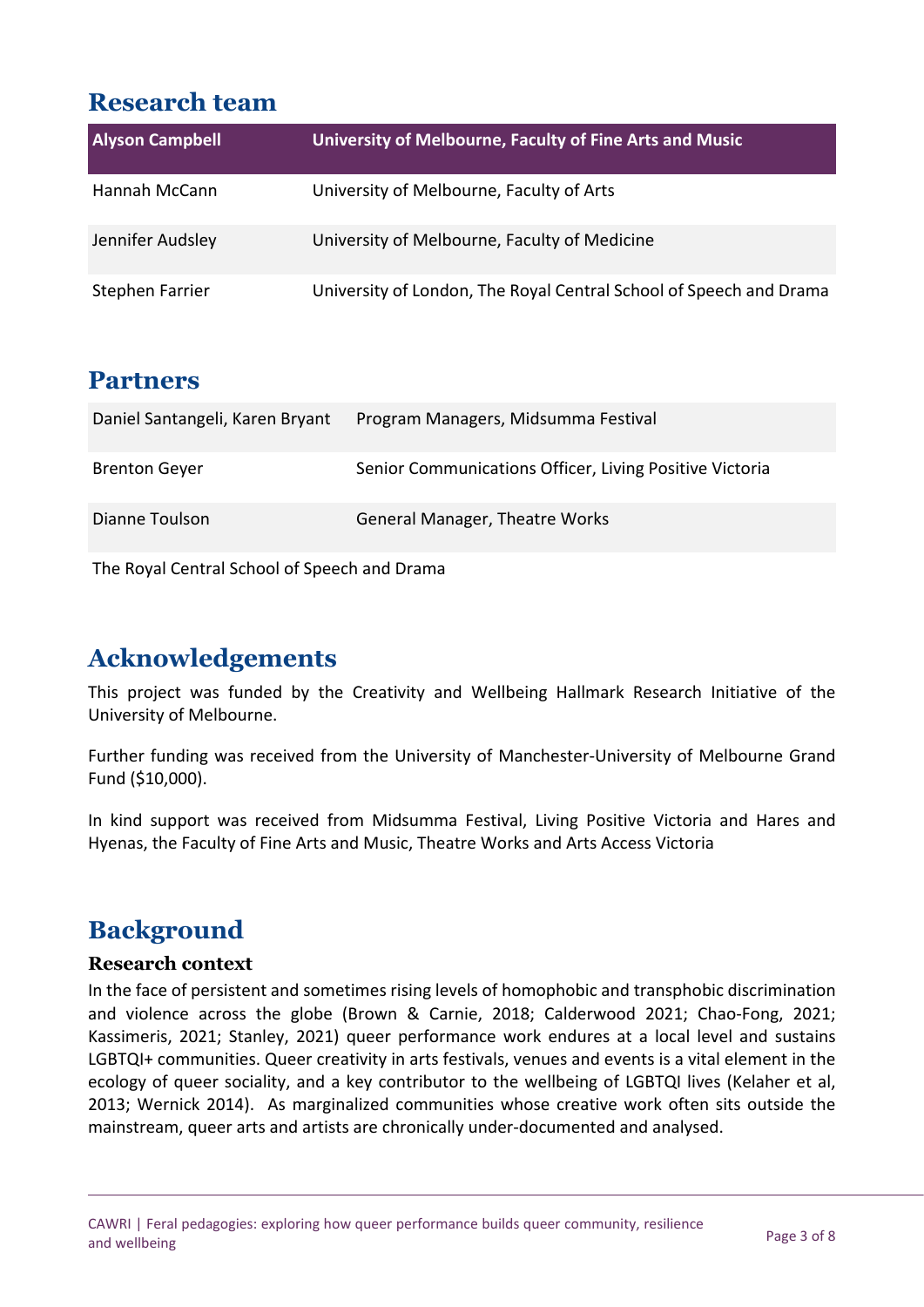# Research team

| Alyson Campbell | University of Melbourne, Faculty of Fine Arts and Music |
|---|---|
| Hannah McCann | University of Melbourne, Faculty of Arts |
| Jennifer Audsley | University of Melbourne, Faculty of Medicine |
| Stephen Farrier | University of London, The Royal Central School of Speech and Drama |

# Partners

| | |
|---|---|
| Daniel Santangeli, Karen Bryant | Program Managers, Midsumma Festival |
| Brenton Geyer | Senior Communications Officer, Living Positive Victoria |
| Dianne Toulson | General Manager, Theatre Works |
| The Royal Central School of Speech and Drama | |

# Acknowledgements

This project was funded by the Creativity and Wellbeing Hallmark Research Initiative of the University of Melbourne.

Further funding was received from the University of Manchester-University of Melbourne Grand Fund ($10,000).

In kind support was received from Midsumma Festival, Living Positive Victoria and Hares and Hyenas, the Faculty of Fine Arts and Music, Theatre Works and Arts Access Victoria

# Background

## Research context

In the face of persistent and sometimes rising levels of homophobic and transphobic discrimination and violence across the globe (Brown & Carnie, 2018; Calderwood 2021; Chao-Fong, 2021; Kassimeris, 2021; Stanley, 2021) queer performance work endures at a local level and sustains LGBTQI+ communities. Queer creativity in arts festivals, venues and events is a vital element in the ecology of queer sociality, and a key contributor to the wellbeing of LGBTQI lives (Kelaher et al, 2013; Wernick 2014). As marginalized communities whose creative work often sits outside the mainstream, queer arts and artists are chronically under-documented and analysed.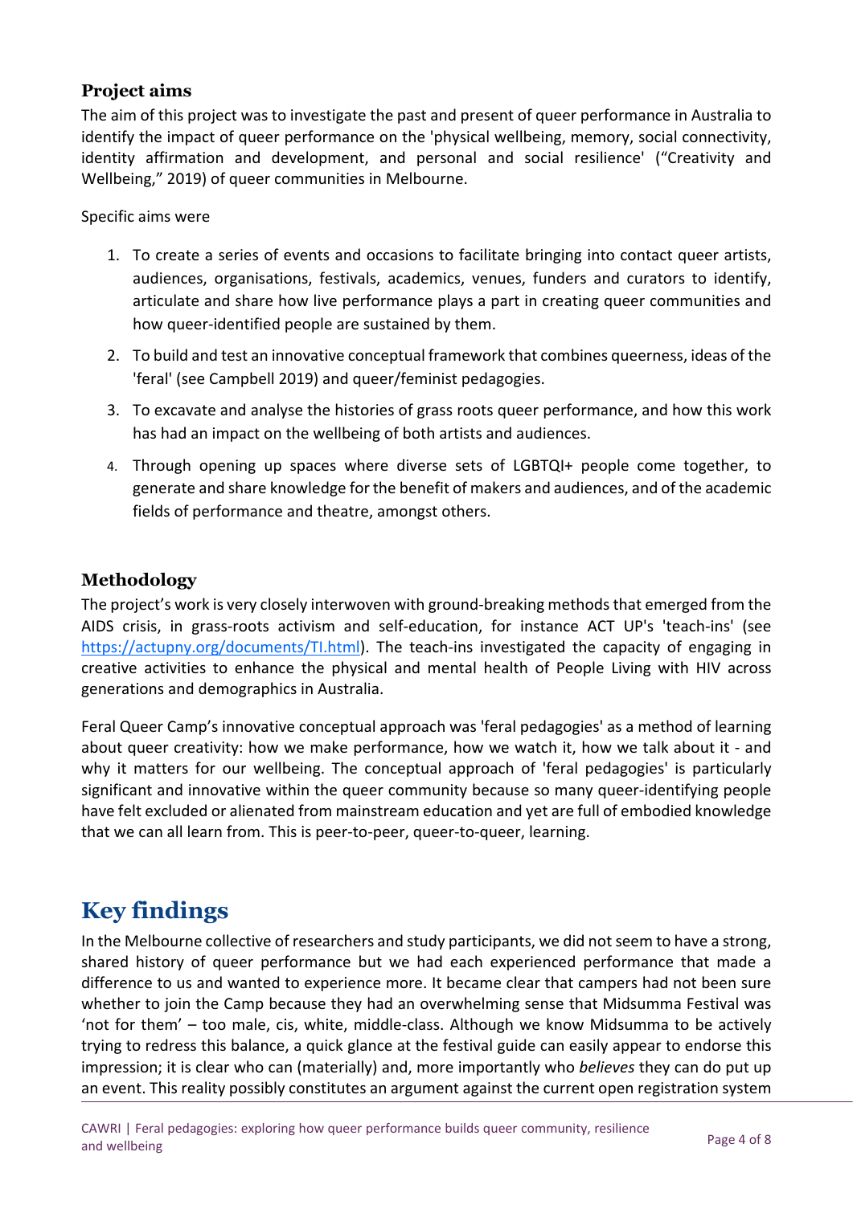### Project aims

The aim of this project was to investigate the past and present of queer performance in Australia to identify the impact of queer performance on the 'physical wellbeing, memory, social connectivity, identity affirmation and development, and personal and social resilience' ("Creativity and Wellbeing," 2019) of queer communities in Melbourne.

Specific aims were

1. To create a series of events and occasions to facilitate bringing into contact queer artists, audiences, organisations, festivals, academics, venues, funders and curators to identify, articulate and share how live performance plays a part in creating queer communities and how queer-identified people are sustained by them.
2. To build and test an innovative conceptual framework that combines queerness, ideas of the 'feral' (see Campbell 2019) and queer/feminist pedagogies.
3. To excavate and analyse the histories of grass roots queer performance, and how this work has had an impact on the wellbeing of both artists and audiences.
4. Through opening up spaces where diverse sets of LGBTQI+ people come together, to generate and share knowledge for the benefit of makers and audiences, and of the academic fields of performance and theatre, amongst others.

### Methodology

The project's work is very closely interwoven with ground-breaking methods that emerged from the AIDS crisis, in grass-roots activism and self-education, for instance ACT UP's 'teach-ins' (see https://actupny.org/documents/TI.html). The teach-ins investigated the capacity of engaging in creative activities to enhance the physical and mental health of People Living with HIV across generations and demographics in Australia.

Feral Queer Camp's innovative conceptual approach was 'feral pedagogies' as a method of learning about queer creativity: how we make performance, how we watch it, how we talk about it - and why it matters for our wellbeing. The conceptual approach of 'feral pedagogies' is particularly significant and innovative within the queer community because so many queer-identifying people have felt excluded or alienated from mainstream education and yet are full of embodied knowledge that we can all learn from. This is peer-to-peer, queer-to-queer, learning.

## Key findings

In the Melbourne collective of researchers and study participants, we did not seem to have a strong, shared history of queer performance but we had each experienced performance that made a difference to us and wanted to experience more. It became clear that campers had not been sure whether to join the Camp because they had an overwhelming sense that Midsumma Festival was 'not for them' – too male, cis, white, middle-class. Although we know Midsumma to be actively trying to redress this balance, a quick glance at the festival guide can easily appear to endorse this impression; it is clear who can (materially) and, more importantly who *believes* they can do put up an event. This reality possibly constitutes an argument against the current open registration system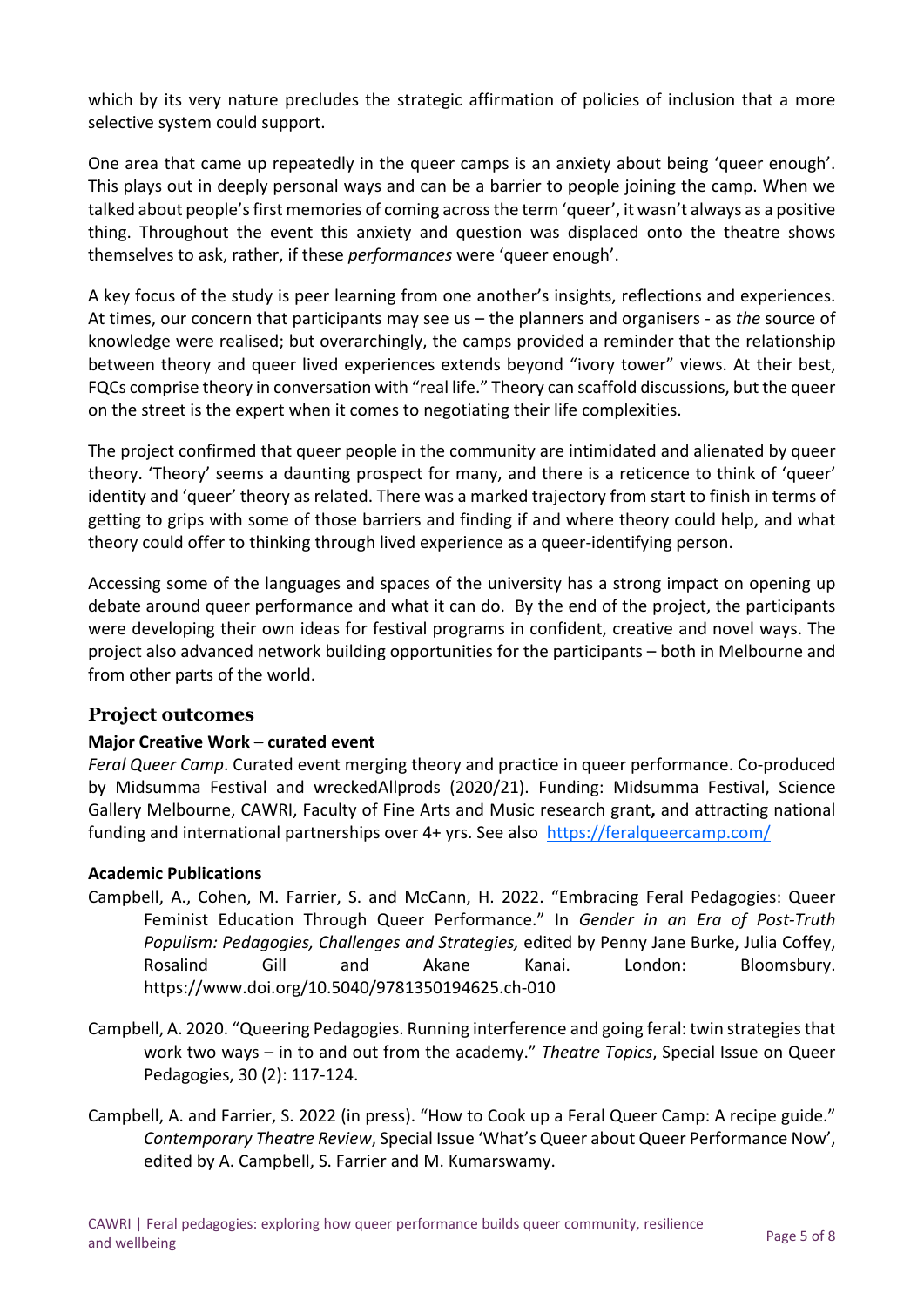which by its very nature precludes the strategic affirmation of policies of inclusion that a more selective system could support.

One area that came up repeatedly in the queer camps is an anxiety about being 'queer enough'. This plays out in deeply personal ways and can be a barrier to people joining the camp. When we talked about people's first memories of coming across the term 'queer', it wasn't always as a positive thing. Throughout the event this anxiety and question was displaced onto the theatre shows themselves to ask, rather, if these *performances* were 'queer enough'.

A key focus of the study is peer learning from one another's insights, reflections and experiences. At times, our concern that participants may see us – the planners and organisers - as *the* source of knowledge were realised; but overarchingly, the camps provided a reminder that the relationship between theory and queer lived experiences extends beyond "ivory tower" views. At their best, FQCs comprise theory in conversation with "real life." Theory can scaffold discussions, but the queer on the street is the expert when it comes to negotiating their life complexities.

The project confirmed that queer people in the community are intimidated and alienated by queer theory. 'Theory' seems a daunting prospect for many, and there is a reticence to think of 'queer' identity and 'queer' theory as related. There was a marked trajectory from start to finish in terms of getting to grips with some of those barriers and finding if and where theory could help, and what theory could offer to thinking through lived experience as a queer-identifying person.

Accessing some of the languages and spaces of the university has a strong impact on opening up debate around queer performance and what it can do. By the end of the project, the participants were developing their own ideas for festival programs in confident, creative and novel ways. The project also advanced network building opportunities for the participants – both in Melbourne and from other parts of the world.

## Project outcomes

### Major Creative Work – curated event

*Feral Queer Camp*. Curated event merging theory and practice in queer performance. Co-produced by Midsumma Festival and wreckedAllprods (2020/21). Funding: Midsumma Festival, Science Gallery Melbourne, CAWRI, Faculty of Fine Arts and Music research grant**,** and attracting national funding and international partnerships over 4+ yrs. See also https://feralqueercamp.com/

### Academic Publications

Campbell, A., Cohen, M. Farrier, S. and McCann, H. 2022. "Embracing Feral Pedagogies: Queer Feminist Education Through Queer Performance." In *Gender in an Era of Post-Truth Populism: Pedagogies, Challenges and Strategies,* edited by Penny Jane Burke, Julia Coffey, Rosalind Gill and Akane Kanai. London: Bloomsbury. https://www.doi.org/10.5040/9781350194625.ch-010

Campbell, A. 2020. "Queering Pedagogies. Running interference and going feral: twin strategies that work two ways – in to and out from the academy." *Theatre Topics*, Special Issue on Queer Pedagogies, 30 (2): 117-124.

Campbell, A. and Farrier, S. 2022 (in press). "How to Cook up a Feral Queer Camp: A recipe guide." *Contemporary Theatre Review*, Special Issue 'What's Queer about Queer Performance Now', edited by A. Campbell, S. Farrier and M. Kumarswamy.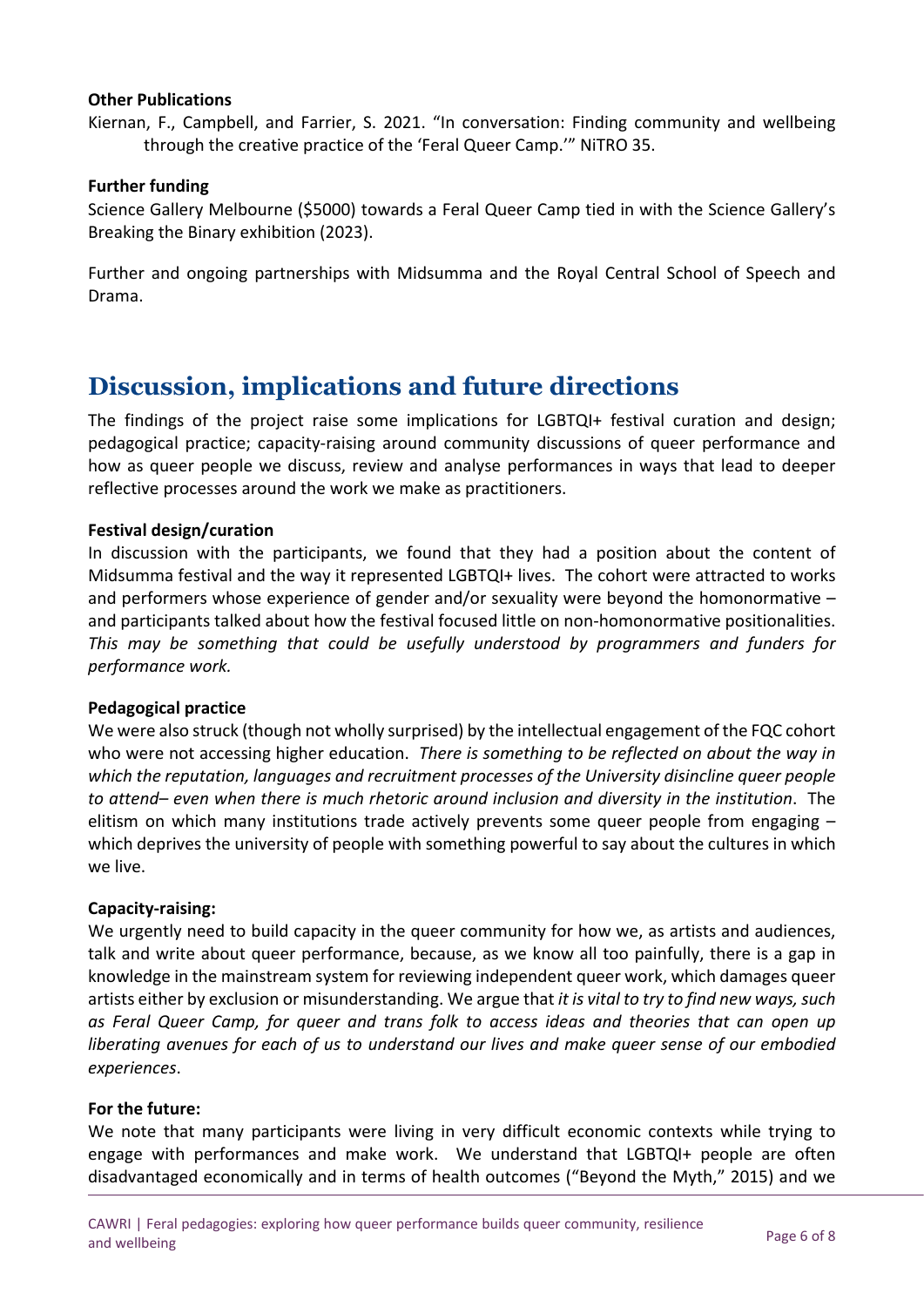**Other Publications**

Kiernan, F., Campbell, and Farrier, S. 2021. "In conversation: Finding community and wellbeing through the creative practice of the 'Feral Queer Camp.'" NiTRO 35.

**Further funding**

Science Gallery Melbourne ($5000) towards a Feral Queer Camp tied in with the Science Gallery's Breaking the Binary exhibition (2023).

Further and ongoing partnerships with Midsumma and the Royal Central School of Speech and Drama.

# Discussion, implications and future directions

The findings of the project raise some implications for LGBTQI+ festival curation and design; pedagogical practice; capacity-raising around community discussions of queer performance and how as queer people we discuss, review and analyse performances in ways that lead to deeper reflective processes around the work we make as practitioners.

**Festival design/curation**

In discussion with the participants, we found that they had a position about the content of Midsumma festival and the way it represented LGBTQI+ lives. The cohort were attracted to works and performers whose experience of gender and/or sexuality were beyond the homonormative – and participants talked about how the festival focused little on non-homonormative positionalities. *This may be something that could be usefully understood by programmers and funders for performance work.*

**Pedagogical practice**

We were also struck (though not wholly surprised) by the intellectual engagement of the FQC cohort who were not accessing higher education. *There is something to be reflected on about the way in which the reputation, languages and recruitment processes of the University disincline queer people to attend– even when there is much rhetoric around inclusion and diversity in the institution*. The elitism on which many institutions trade actively prevents some queer people from engaging – which deprives the university of people with something powerful to say about the cultures in which we live.

**Capacity-raising:**

We urgently need to build capacity in the queer community for how we, as artists and audiences, talk and write about queer performance, because, as we know all too painfully, there is a gap in knowledge in the mainstream system for reviewing independent queer work, which damages queer artists either by exclusion or misunderstanding. We argue that *it is vital to try to find new ways, such as Feral Queer Camp, for queer and trans folk to access ideas and theories that can open up liberating avenues for each of us to understand our lives and make queer sense of our embodied experiences*.

**For the future:**

We note that many participants were living in very difficult economic contexts while trying to engage with performances and make work. We understand that LGBTQI+ people are often disadvantaged economically and in terms of health outcomes ("Beyond the Myth," 2015) and we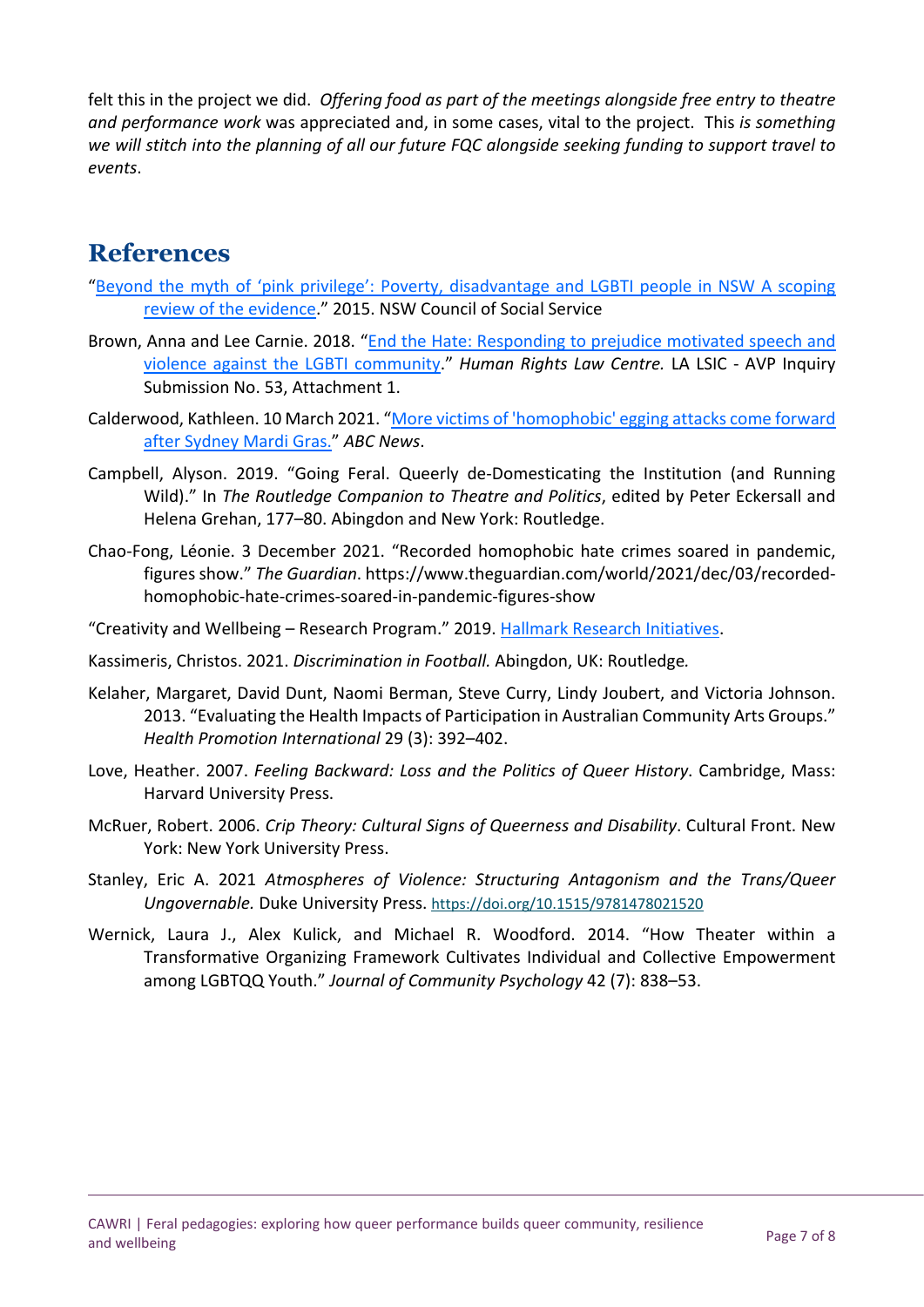felt this in the project we did. *Offering food as part of the meetings alongside free entry to theatre and performance work* was appreciated and, in some cases, vital to the project. This *is something we will stitch into the planning of all our future FQC alongside seeking funding to support travel to events*.

# References

"Beyond the myth of 'pink privilege': Poverty, disadvantage and LGBTI people in NSW A scoping review of the evidence." 2015. NSW Council of Social Service

Brown, Anna and Lee Carnie. 2018. "End the Hate: Responding to prejudice motivated speech and violence against the LGBTI community." *Human Rights Law Centre.* LA LSIC - AVP Inquiry Submission No. 53, Attachment 1.

Calderwood, Kathleen. 10 March 2021. "More victims of 'homophobic' egging attacks come forward after Sydney Mardi Gras." *ABC News*.

Campbell, Alyson. 2019. "Going Feral. Queerly de-Domesticating the Institution (and Running Wild)." In *The Routledge Companion to Theatre and Politics*, edited by Peter Eckersall and Helena Grehan, 177–80. Abingdon and New York: Routledge.

Chao-Fong, Léonie. 3 December 2021. "Recorded homophobic hate crimes soared in pandemic, figures show." *The Guardian*. https://www.theguardian.com/world/2021/dec/03/recorded-homophobic-hate-crimes-soared-in-pandemic-figures-show

"Creativity and Wellbeing – Research Program." 2019. Hallmark Research Initiatives.

Kassimeris, Christos. 2021. *Discrimination in Football.* Abingdon, UK: Routledge.

Kelaher, Margaret, David Dunt, Naomi Berman, Steve Curry, Lindy Joubert, and Victoria Johnson. 2013. "Evaluating the Health Impacts of Participation in Australian Community Arts Groups." *Health Promotion International* 29 (3): 392–402.

Love, Heather. 2007. *Feeling Backward: Loss and the Politics of Queer History*. Cambridge, Mass: Harvard University Press.

McRuer, Robert. 2006. *Crip Theory: Cultural Signs of Queerness and Disability*. Cultural Front. New York: New York University Press.

Stanley, Eric A. 2021 *Atmospheres of Violence: Structuring Antagonism and the Trans/Queer Ungovernable.* Duke University Press. https://doi.org/10.1515/9781478021520

Wernick, Laura J., Alex Kulick, and Michael R. Woodford. 2014. "How Theater within a Transformative Organizing Framework Cultivates Individual and Collective Empowerment among LGBTQQ Youth." *Journal of Community Psychology* 42 (7): 838–53.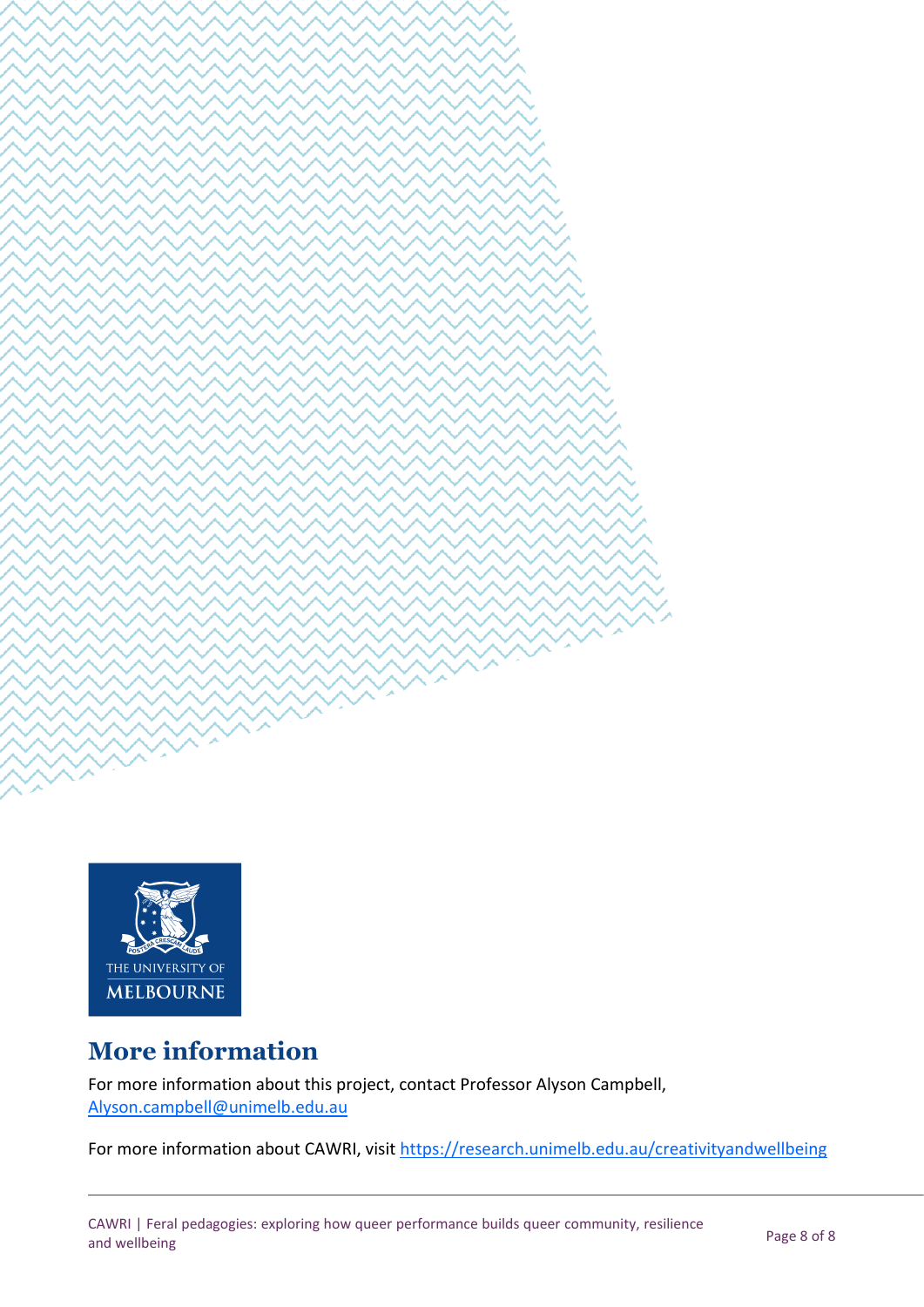## More information

For more information about this project, contact Professor Alyson Campbell, [Alyson.campbell@unimelb.edu.au](mailto:Alyson.campbell@unimelb.edu.au)

For more information about CAWRI, visit [https://research.unimelb.edu.au/creativityandwellbeing](https://research.unimelb.edu.au/creativityandwellbeing)